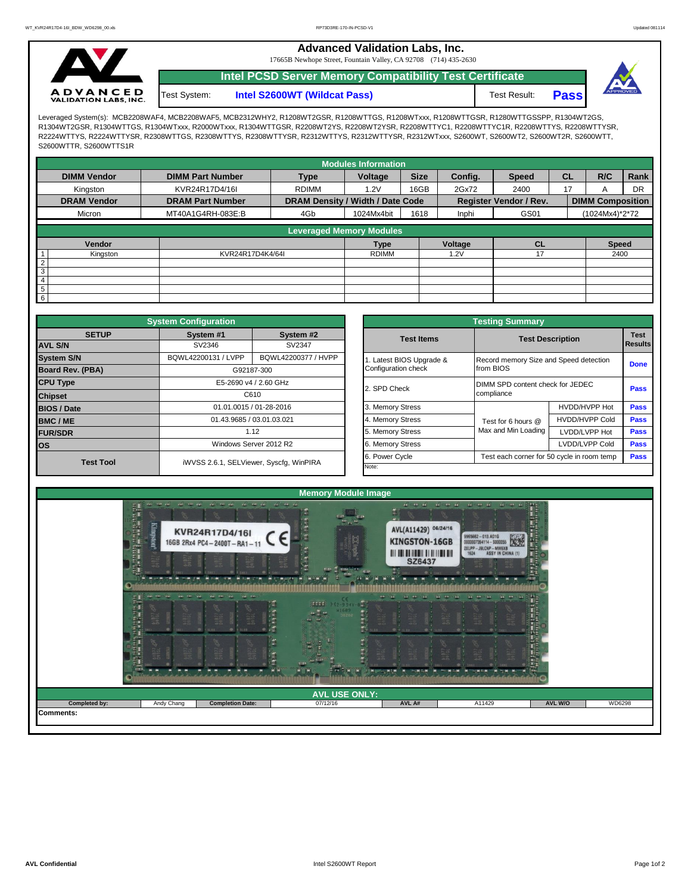# Advanced Validation Labs, Inc.

17665B Newhope Street, Fountain Valley, CA 92708 (714) 435-2630

## Intel PCSD Server Memory Compatibility Test Certificate

Test System: **Intel S2600WT (Wildcat Pass)** Test Result: **Pass**

Leveraged System(s): MCB2208WAF4, MCB2208WAF5, MCB2312WHY2, R1208WT2GSR, R1208WTTGS, R1208WTxxx, R1208WTTGSR, R1280WTTGSSPP, R1304WT2GS, R1304WT2GSR, R1304WTTGS, R1304WTxxx, R2000WTxxx, R1304WTTGSR, R2208WT2YS, R2208WT2YSR, R2208WTTYC1, R2208WTTYC1R, R2208WTTYS, R2208WTTYSR, R2224WTTYS, R2224WTTYSR, R2308WTTGS, R2308WTTYS, R2308WTTYSR, R2312WTTYS, R2312WTTYSR, R2312WTxxx, S2600WT, S2600WT2, S2600WT2R, S2600WTT, S2600WTTR, S2600WTTS1R

### Modules Information

| DIMM Vendor | DIMM Part Number | Type | Voltage | Size | Config. | Speed | CL | R/C | Rank |
|---|---|---|---|---|---|---|---|---|---|
| Kingston | KVR24R17D4/16I | RDIMM | 1.2V | 16GB | 2Gx72 | 2400 | 17 | A | DR |
| **DRAM Vendor** | **DRAM Part Number** | **DRAM Density / Width / Date Code** | | | **Register Vendor / Rev.** | | **DIMM Composition** | | |
| Micron | MT40A1G4RH-083E:B | 4Gb | 1024Mx4bit | 1618 | Inphi | GS01 | (1024Mx4)*2*72 | | |

### Leveraged Memory Modules

| | Vendor | | Type | Voltage | CL | Speed |
|---|---|---|---|---|---|---|
| 1 | Kingston | KVR24R17D4K4/64I | RDIMM | 1.2V | 17 | 2400 |
| 2 | | | | | | |
| 3 | | | | | | |
| 4 | | | | | | |
| 5 | | | | | | |
| 6 | | | | | | |

### System Configuration

| SETUP | System #1 | System #2 |
|---|---|---|
| AVL S/N | SV2346 | SV2347 |
| System S/N | BQWL42200131 / LVPP | BQWL42200377 / HVPP |
| Board Rev. (PBA) | G92187-300 | |
| CPU Type | E5-2690 v4 / 2.60 GHz | |
| Chipset | C610 | |
| BIOS / Date | 01.01.0015 / 01-28-2016 | |
| BMC / ME | 01.43.9685 / 03.01.03.021 | |
| FUR/SDR | 1.12 | |
| OS | Windows Server 2012 R2 | |
| Test Tool | iWVSS 2.6.1, SELViewer, Syscfg, WinPIRA | |

### Testing Summary

| Test Items | Test Description | | Test Results |
|---|---|---|---|
| 1. Latest BIOS Upgrade & Configuration check | Record memory Size and Speed detection from BIOS | | Done |
| 2. SPD Check | DIMM SPD content check for JEDEC compliance | | Pass |
| 3. Memory Stress | Test for 6 hours @ Max and Min Loading | HVDD/HVPP Hot | Pass |
| 4. Memory Stress | | HVDD/HVPP Cold | Pass |
| 5. Memory Stress | | LVDD/LVPP Hot | Pass |
| 6. Memory Stress | | LVDD/LVPP Cold | Pass |
| 6. Power Cycle | Test each corner for 50 cycle in room temp | | Pass |

Note:

### Memory Module Image

### AVL USE ONLY:

| Completed by: | Andy Chang | Completion Date: | 07/12/16 | AVL A# | A11429 | AVL W/O | WD6298 |
|---|---|---|---|---|---|---|---|

Comments: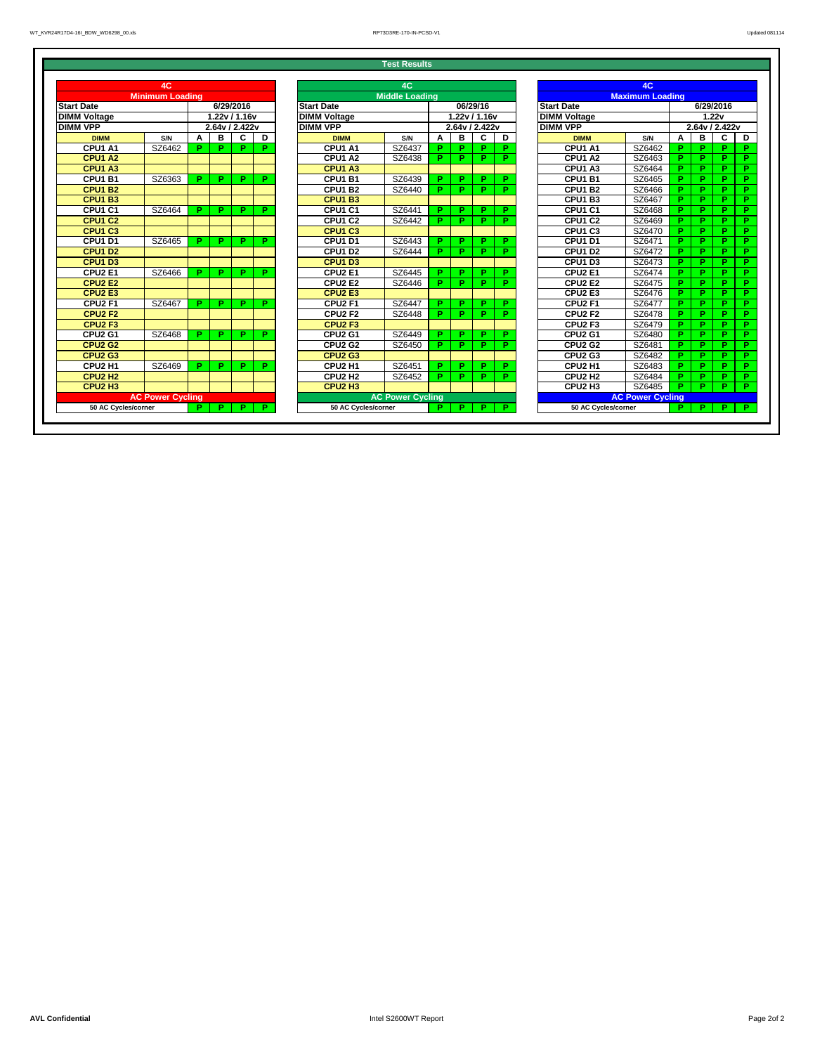## Test Results

| 4C Minimum Loading | | | | | |
|---|---|---|---|---|---|
| Start Date | | 6/29/2016 | | | |
| DIMM Voltage | | 1.22v / 1.16v | | | |
| DIMM VPP | | 2.64v / 2.422v | | | |
| DIMM | S/N | A | B | C | D |
| CPU1 A1 | SZ6462 | P | P | P | P |
| CPU1 A2 | | | | | |
| CPU1 A3 | | | | | |
| CPU1 B1 | SZ6363 | P | P | P | P |
| CPU1 B2 | | | | | |
| CPU1 B3 | | | | | |
| CPU1 C1 | SZ6464 | P | P | P | P |
| CPU1 C2 | | | | | |
| CPU1 C3 | | | | | |
| CPU1 D1 | SZ6465 | P | P | P | P |
| CPU1 D2 | | | | | |
| CPU1 D3 | | | | | |
| CPU2 E1 | SZ6466 | P | P | P | P |
| CPU2 E2 | | | | | |
| CPU2 E3 | | | | | |
| CPU2 F1 | SZ6467 | P | P | P | P |
| CPU2 F2 | | | | | |
| CPU2 F3 | | | | | |
| CPU2 G1 | SZ6468 | P | P | P | P |
| CPU2 G2 | | | | | |
| CPU2 G3 | | | | | |
| CPU2 H1 | SZ6469 | P | P | P | P |
| CPU2 H2 | | | | | |
| CPU2 H3 | | | | | |
| AC Power Cycling | | | | | |
| 50 AC Cycles/corner | | P | P | P | P |

| 4C Middle Loading | | | | | |
|---|---|---|---|---|---|
| Start Date | | 06/29/16 | | | |
| DIMM Voltage | | 1.22v / 1.16v | | | |
| DIMM VPP | | 2.64v / 2.422v | | | |
| DIMM | S/N | A | B | C | D |
| CPU1 A1 | SZ6437 | P | P | P | P |
| CPU1 A2 | SZ6438 | P | P | P | P |
| CPU1 A3 | | | | | |
| CPU1 B1 | SZ6439 | P | P | P | P |
| CPU1 B2 | SZ6440 | P | P | P | P |
| CPU1 B3 | | | | | |
| CPU1 C1 | SZ6441 | P | P | P | P |
| CPU1 C2 | SZ6442 | P | P | P | P |
| CPU1 C3 | | | | | |
| CPU1 D1 | SZ6443 | P | P | P | P |
| CPU1 D2 | SZ6444 | P | P | P | P |
| CPU1 D3 | | | | | |
| CPU2 E1 | SZ6445 | P | P | P | P |
| CPU2 E2 | SZ6446 | P | P | P | P |
| CPU2 E3 | | | | | |
| CPU2 F1 | SZ6447 | P | P | P | P |
| CPU2 F2 | SZ6448 | P | P | P | P |
| CPU2 F3 | | | | | |
| CPU2 G1 | SZ6449 | P | P | P | P |
| CPU2 G2 | SZ6450 | P | P | P | P |
| CPU2 G3 | | | | | |
| CPU2 H1 | SZ6451 | P | P | P | P |
| CPU2 H2 | SZ6452 | P | P | P | P |
| CPU2 H3 | | | | | |
| AC Power Cycling | | | | | |
| 50 AC Cycles/corner | | P | P | P | P |

| 4C Maximum Loading | | | | | |
|---|---|---|---|---|---|
| Start Date | | 6/29/2016 | | | |
| DIMM Voltage | | 1.22v | | | |
| DIMM VPP | | 2.64v / 2.422v | | | |
| DIMM | S/N | A | B | C | D |
| CPU1 A1 | SZ6462 | P | P | P | P |
| CPU1 A2 | SZ6463 | P | P | P | P |
| CPU1 A3 | SZ6464 | P | P | P | P |
| CPU1 B1 | SZ6465 | P | P | P | P |
| CPU1 B2 | SZ6466 | P | P | P | P |
| CPU1 B3 | SZ6467 | P | P | P | P |
| CPU1 C1 | SZ6468 | P | P | P | P |
| CPU1 C2 | SZ6469 | P | P | P | P |
| CPU1 C3 | SZ6470 | P | P | P | P |
| CPU1 D1 | SZ6471 | P | P | P | P |
| CPU1 D2 | SZ6472 | P | P | P | P |
| CPU1 D3 | SZ6473 | P | P | P | P |
| CPU2 E1 | SZ6474 | P | P | P | P |
| CPU2 E2 | SZ6475 | P | P | P | P |
| CPU2 E3 | SZ6476 | P | P | P | P |
| CPU2 F1 | SZ6477 | P | P | P | P |
| CPU2 F2 | SZ6478 | P | P | P | P |
| CPU2 F3 | SZ6479 | P | P | P | P |
| CPU2 G1 | SZ6480 | P | P | P | P |
| CPU2 G2 | SZ6481 | P | P | P | P |
| CPU2 G3 | SZ6482 | P | P | P | P |
| CPU2 H1 | SZ6483 | P | P | P | P |
| CPU2 H2 | SZ6484 | P | P | P | P |
| CPU2 H3 | SZ6485 | P | P | P | P |
| AC Power Cycling | | | | | |
| 50 AC Cycles/corner | | P | P | P | P |